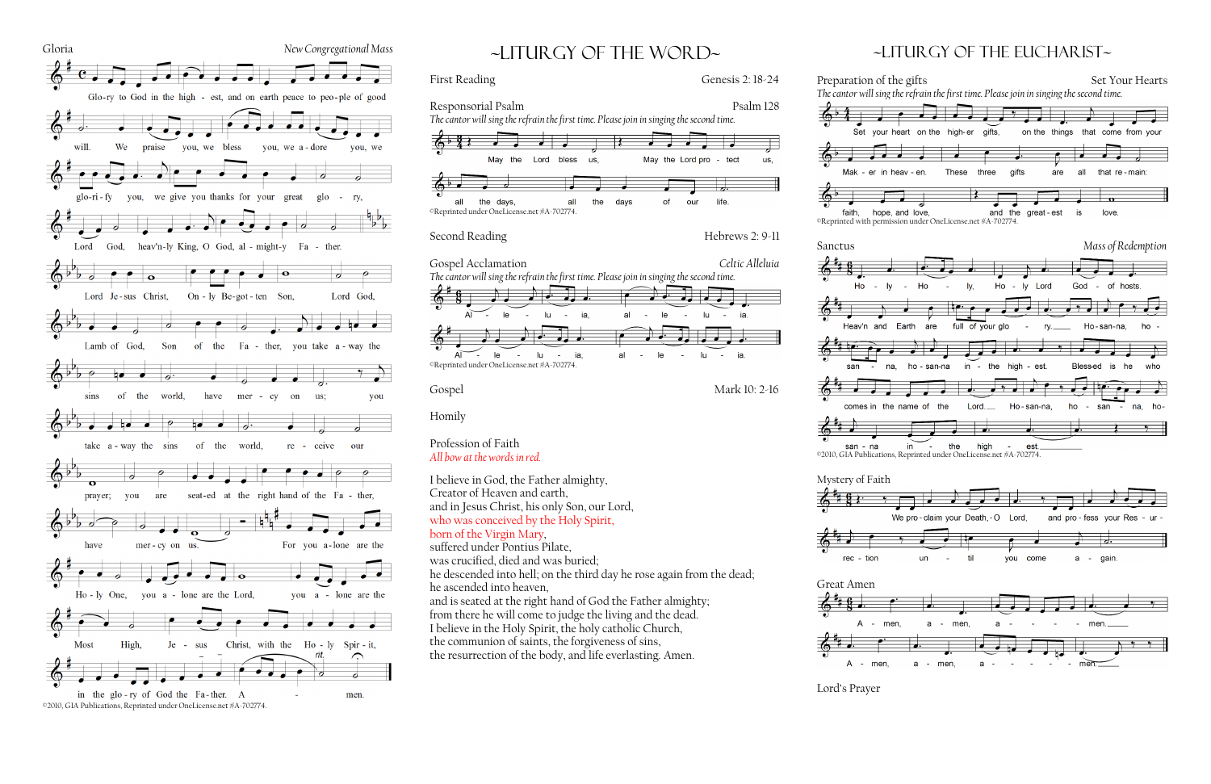Gloria *New Congregational Mass*

Glo-ry to God in the high - est, and on earth peace to peo-ple of good will. We praise you, we bless you, we a-dore you, we glo-ri-fy you, we give you thanks for your great glo - ry, Lord God, heav'n-ly King, O God, al-might-y Fa - ther. Lord Je-sus Christ, On-ly Be-got-ten Son, Lord God, Lamb of God, Son of the Fa - ther, you take a-way the sins of the world, have mer-cy on us; you take a-way the sins of the world, re - ceive our prayer; you are seat-ed at the right hand of the Fa - ther, have mer-cy on us. For you a-lone are the Ho-ly One, you a - lone are the Lord, you a - lone are the Most High, Je - sus Christ, with the Ho - ly Spir - it, in the glo-ry of God the Fa-ther. A - men.

*rit.*

©2010, GIA Publications, Reprinted under OneLicense.net #A-702774.

# ~LITURGY OF THE WORD~

First Reading Genesis 2: 18-24

Responsorial Psalm Psalm 128

*The cantor will sing the refrain the first time. Please join in singing the second time.*

May the Lord bless us, May the Lord pro - tect us, all the days, all the days of our life.

©Reprinted under OneLicense.net #A-702774.

Second Reading Hebrews 2: 9-11

Gospel Acclamation *Celtic Alleluia*

*The cantor will sing the refrain the first time. Please join in singing the second time.*

Al - le - lu - ia, al - le - lu - ia. Al - le - lu - ia, al - le - lu - ia.

©Reprinted under OneLicense.net #A-702774.

Gospel Mark 10: 2-16

Homily

Profession of Faith

*All bow at the words in red.*

I believe in God, the Father almighty,
Creator of Heaven and earth,
and in Jesus Christ, his only Son, our Lord,
who was conceived by the Holy Spirit,
born of the Virgin Mary,
suffered under Pontius Pilate,
was crucified, died and was buried;
he descended into hell; on the third day he rose again from the dead;
he ascended into heaven,
and is seated at the right hand of God the Father almighty;
from there he will come to judge the living and the dead.
I believe in the Holy Spirit, the holy catholic Church,
the communion of saints, the forgiveness of sins,
the resurrection of the body, and life everlasting. Amen.

# ~LITURGY OF THE EUCHARIST~

Preparation of the gifts Set Your Hearts

*The cantor will sing the refrain the first time. Please join in singing the second time.*

Set your heart on the high-er gifts, on the things that come from your Mak - er in heav - en. These three gifts are all that re - main: faith, hope, and love, and the great - est is love.

©Reprinted with permission under OneLicense.net #A-702774.

Sanctus *Mass of Redemption*

Ho - ly - Ho - ly, Ho - ly Lord God - of hosts. Heav'n and Earth are full of your glo - ry. Ho - san-na, ho - san - na, ho - san-na in - the high - est. Bless-ed is he who comes in the name of the Lord. Ho - san-na, ho - san - na, ho - san - na in - the high - est.

©2010, GIA Publications, Reprinted under OneLicense.net #A-702774.

Mystery of Faith

We pro-claim your Death, O Lord, and pro - fess your Res - ur - rec - tion un - til you come a - gain.

Great Amen

A - men, a - men, a - men. A - men, a - men, a - men.

Lord's Prayer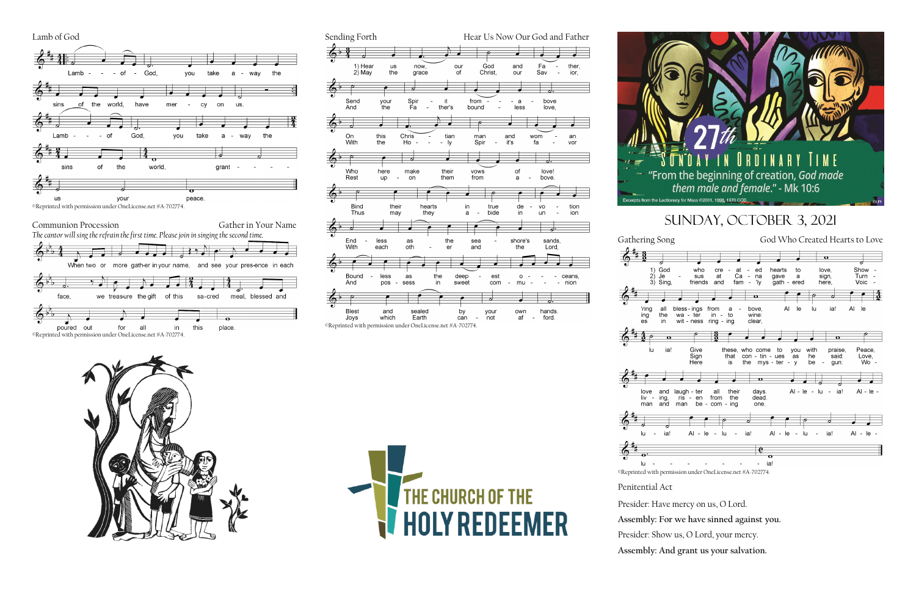## Lamb of God

Lamb of God, you take away the sins of the world, have mercy on us.
Lamb of God, you take away the sins of the world, grant us your peace.

©Reprinted with permission under OneLicense.net #A-702774.

## Communion Procession — Gather in Your Name

*The cantor will sing the refrain the first time. Please join in singing the second time.*

When two or more gather in your name, and see your presence in each face, we treasure the gift of this sacred meal, blessed and poured out for all in this place.

©Reprinted with permission under OneLicense.net #A-702774.

## Sending Forth — Hear Us Now Our God and Father

1) Hear us now, our God and Father, Send your Spirit from above, On this Christian man and woman Who here make their vows of love! Bind their hearts in true devotion; End less as the sea-shore's sands, Bound less as the deep est ocean, Blest and sealed by your own hands.

2) May the grace of Christ, our Savior, And the Father's boundless love, With the Holy Spirit's favor, Rest upon them from above. Thus may they abide in union With each other and the Lord, And possess in sweet communion Joys which earth can not afford.

©Reprinted with permission under OneLicense.net #A-702774.

**27th Sunday in Ordinary Time**

"From the beginning of creation, *God made them male and female.*" - Mk 10:6

Excerpts from the Lectionary for Mass ©2001, 1998, 1970 CCD.

# SUNDAY, OCTOBER 3, 2021

## Gathering Song — God Who Created Hearts to Love

1) God who created hearts to love, Show'ring all blessings from above, Alleluia! Alleluia! Give these, who come to you with praise, Love and laughter all their days. Alleluia! Alleluia! Alleluia! Alleluia! Alleluia!

2) Jesus at Cana gave a sign, Turning the water into wine: Alleluia! Alleluia! Sign that continues as he said: Living, risen from the dead. Alleluia! Alleluia! Alleluia! Alleluia! Alleluia!

3) Sing, friends and family gathered here, Voices in witness ringing clear, Alleluia! Alleluia! Here is the mystery begun: Woman and man become one. Alleluia! Alleluia! Alleluia! Alleluia! Alleluia!

©Reprinted with permission under OneLicense.net #A-702774.

## Penitential Act

Presider: Have mercy on us, O Lord.

**Assembly: For we have sinned against you.**

Presider: Show us, O Lord, your mercy.

**Assembly: And grant us your salvation.**

THE CHURCH OF THE HOLY REDEEMER